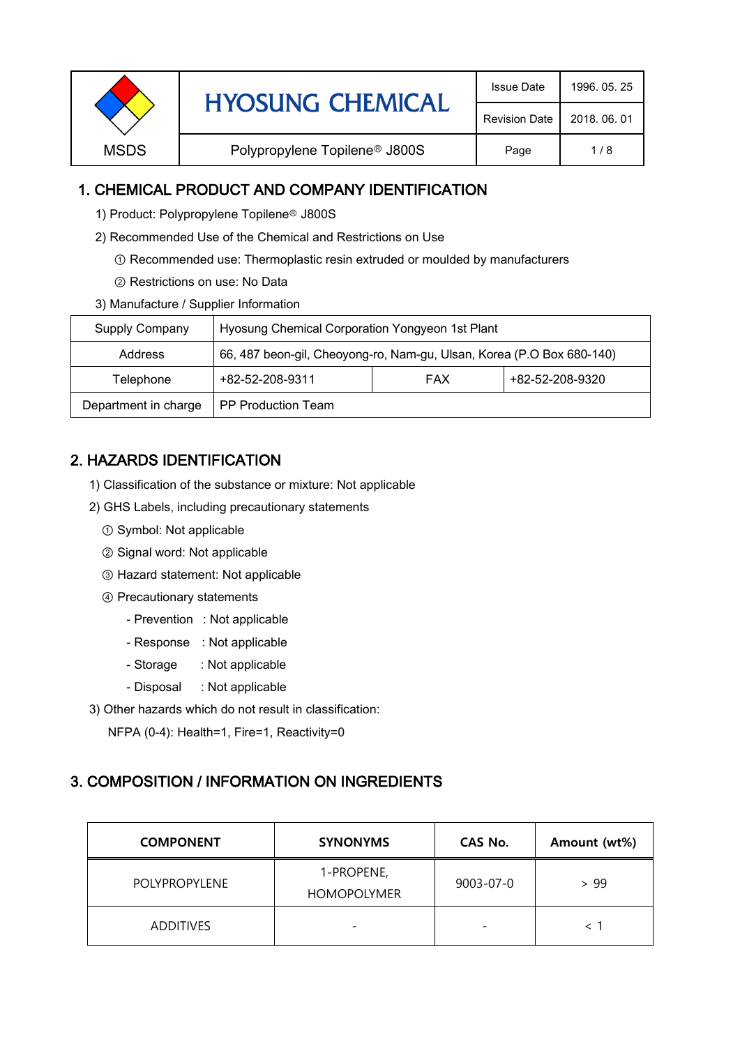| MSDS | HYOSUNG CHEMICAL | Issue Date | 1996. 05. 25 |
|---|---|---|---|
| | | Revision Date | 2018. 06. 01 |
| | Polypropylene Topilene® J800S | Page | 1 / 8 |

## 1. CHEMICAL PRODUCT AND COMPANY IDENTIFICATION

1) Product: Polypropylene Topilene® J800S

2) Recommended Use of the Chemical and Restrictions on Use

① Recommended use: Thermoplastic resin extruded or moulded by manufacturers

② Restrictions on use: No Data

3) Manufacture / Supplier Information

| Supply Company | Hyosung Chemical Corporation Yongyeon 1st Plant | | |
|---|---|---|---|
| Address | 66, 487 beon-gil, Cheoyong-ro, Nam-gu, Ulsan, Korea (P.O Box 680-140) | | |
| Telephone | +82-52-208-9311 | FAX | +82-52-208-9320 |
| Department in charge | PP Production Team | | |

## 2. HAZARDS IDENTIFICATION

1) Classification of the substance or mixture: Not applicable

2) GHS Labels, including precautionary statements

① Symbol: Not applicable

② Signal word: Not applicable

③ Hazard statement: Not applicable

④ Precautionary statements

- Prevention : Not applicable
- Response : Not applicable
- Storage : Not applicable
- Disposal : Not applicable

3) Other hazards which do not result in classification:

NFPA (0-4): Health=1, Fire=1, Reactivity=0

## 3. COMPOSITION / INFORMATION ON INGREDIENTS

| COMPONENT | SYNONYMS | CAS No. | Amount (wt%) |
|---|---|---|---|
| POLYPROPYLENE | 1-PROPENE, HOMOPOLYMER | 9003-07-0 | > 99 |
| ADDITIVES | - | - | < 1 |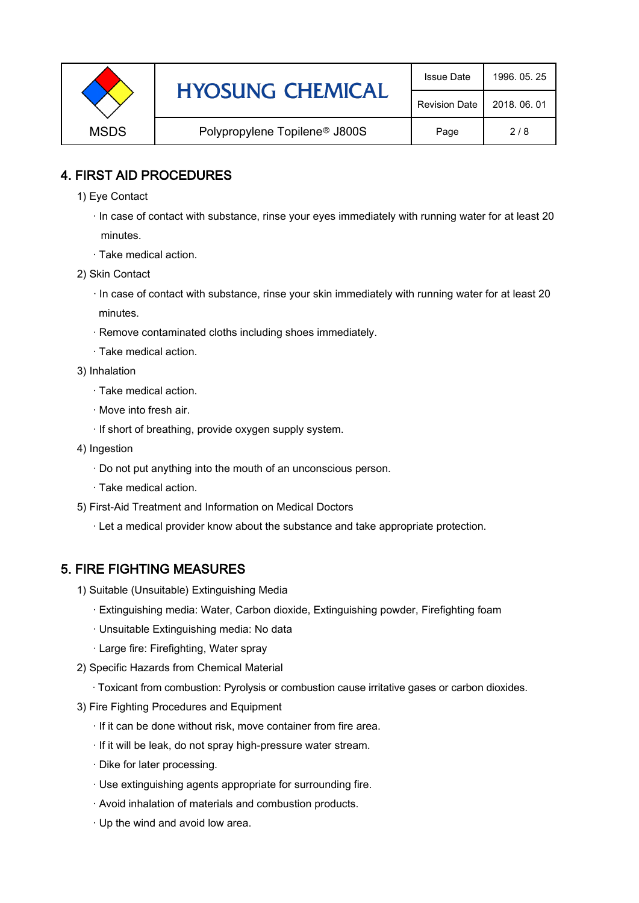## 4. FIRST AID PROCEDURES

1) Eye Contact

· In case of contact with substance, rinse your eyes immediately with running water for at least 20 minutes.

· Take medical action.

2) Skin Contact

· In case of contact with substance, rinse your skin immediately with running water for at least 20 minutes.

· Remove contaminated cloths including shoes immediately.

· Take medical action.

3) Inhalation

· Take medical action.

· Move into fresh air.

· If short of breathing, provide oxygen supply system.

4) Ingestion

· Do not put anything into the mouth of an unconscious person.

· Take medical action.

5) First-Aid Treatment and Information on Medical Doctors

· Let a medical provider know about the substance and take appropriate protection.

## 5. FIRE FIGHTING MEASURES

1) Suitable (Unsuitable) Extinguishing Media

· Extinguishing media: Water, Carbon dioxide, Extinguishing powder, Firefighting foam

· Unsuitable Extinguishing media: No data

· Large fire: Firefighting, Water spray

2) Specific Hazards from Chemical Material

· Toxicant from combustion: Pyrolysis or combustion cause irritative gases or carbon dioxides.

3) Fire Fighting Procedures and Equipment

· If it can be done without risk, move container from fire area.

· If it will be leak, do not spray high-pressure water stream.

· Dike for later processing.

· Use extinguishing agents appropriate for surrounding fire.

· Avoid inhalation of materials and combustion products.

· Up the wind and avoid low area.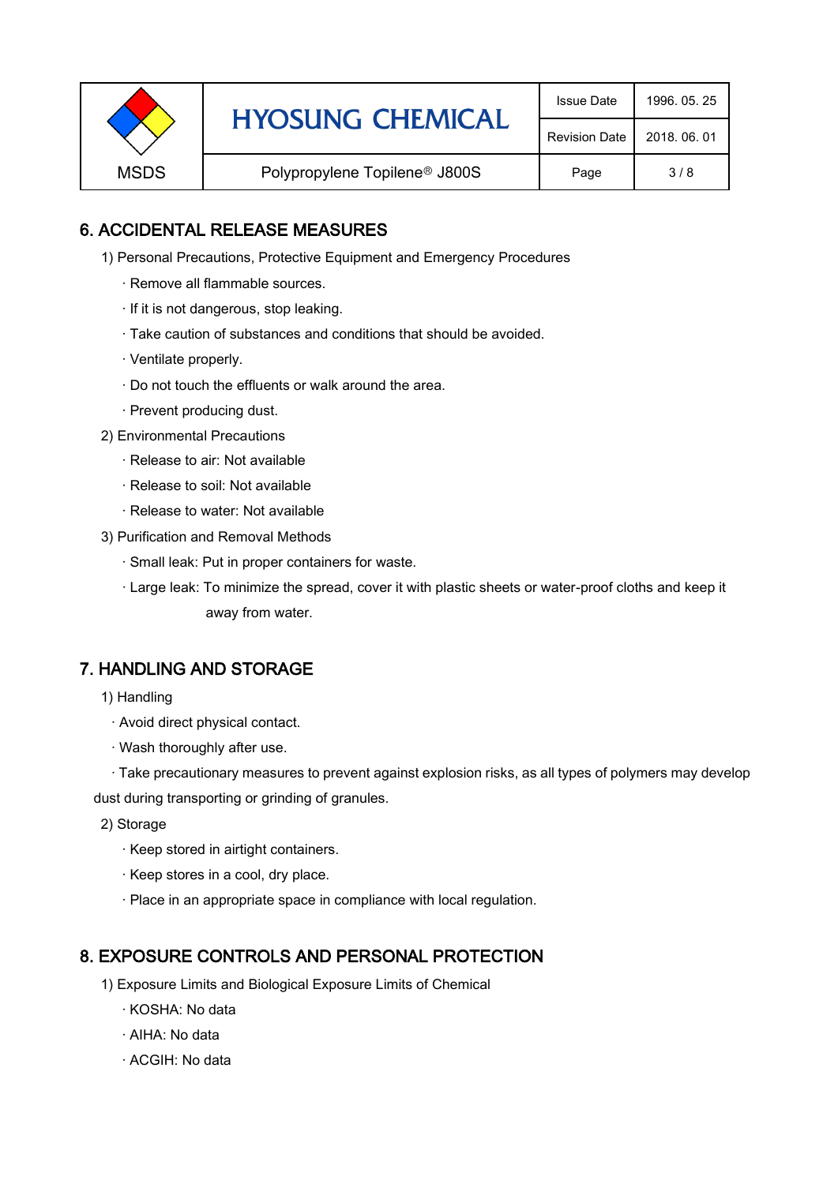## 6. ACCIDENTAL RELEASE MEASURES

1) Personal Precautions, Protective Equipment and Emergency Procedures

- · Remove all flammable sources.
- · If it is not dangerous, stop leaking.
- · Take caution of substances and conditions that should be avoided.
- · Ventilate properly.
- · Do not touch the effluents or walk around the area.
- · Prevent producing dust.

2) Environmental Precautions

- · Release to air: Not available
- · Release to soil: Not available
- · Release to water: Not available

3) Purification and Removal Methods

- · Small leak: Put in proper containers for waste.
- · Large leak: To minimize the spread, cover it with plastic sheets or water-proof cloths and keep it away from water.

## 7. HANDLING AND STORAGE

1) Handling

- · Avoid direct physical contact.
- · Wash thoroughly after use.
- · Take precautionary measures to prevent against explosion risks, as all types of polymers may develop dust during transporting or grinding of granules.

2) Storage

- · Keep stored in airtight containers.
- · Keep stores in a cool, dry place.
- · Place in an appropriate space in compliance with local regulation.

## 8. EXPOSURE CONTROLS AND PERSONAL PROTECTION

1) Exposure Limits and Biological Exposure Limits of Chemical

- · KOSHA: No data
- · AIHA: No data
- · ACGIH: No data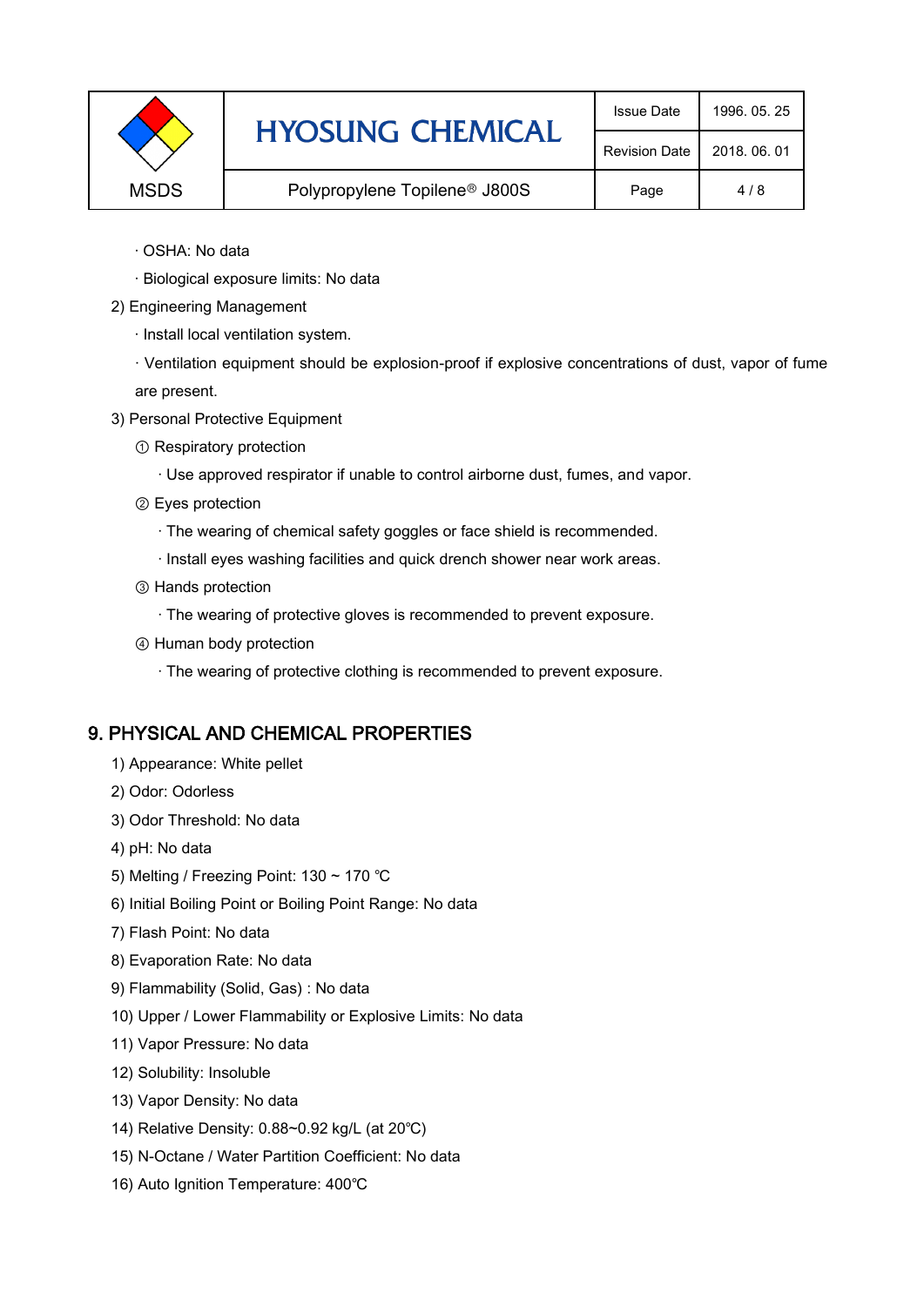· OSHA: No data

· Biological exposure limits: No data

2) Engineering Management

· Install local ventilation system.

· Ventilation equipment should be explosion-proof if explosive concentrations of dust, vapor of fume are present.

3) Personal Protective Equipment

① Respiratory protection

· Use approved respirator if unable to control airborne dust, fumes, and vapor.

② Eyes protection

· The wearing of chemical safety goggles or face shield is recommended.

· Install eyes washing facilities and quick drench shower near work areas.

③ Hands protection

· The wearing of protective gloves is recommended to prevent exposure.

④ Human body protection

· The wearing of protective clothing is recommended to prevent exposure.

## 9. PHYSICAL AND CHEMICAL PROPERTIES

1) Appearance: White pellet

2) Odor: Odorless

3) Odor Threshold: No data

4) pH: No data

5) Melting / Freezing Point: 130 ~ 170 ℃

6) Initial Boiling Point or Boiling Point Range: No data

7) Flash Point: No data

8) Evaporation Rate: No data

9) Flammability (Solid, Gas) : No data

10) Upper / Lower Flammability or Explosive Limits: No data

11) Vapor Pressure: No data

12) Solubility: Insoluble

13) Vapor Density: No data

14) Relative Density: 0.88~0.92 kg/L (at 20℃)

15) N-Octane / Water Partition Coefficient: No data

16) Auto Ignition Temperature: 400℃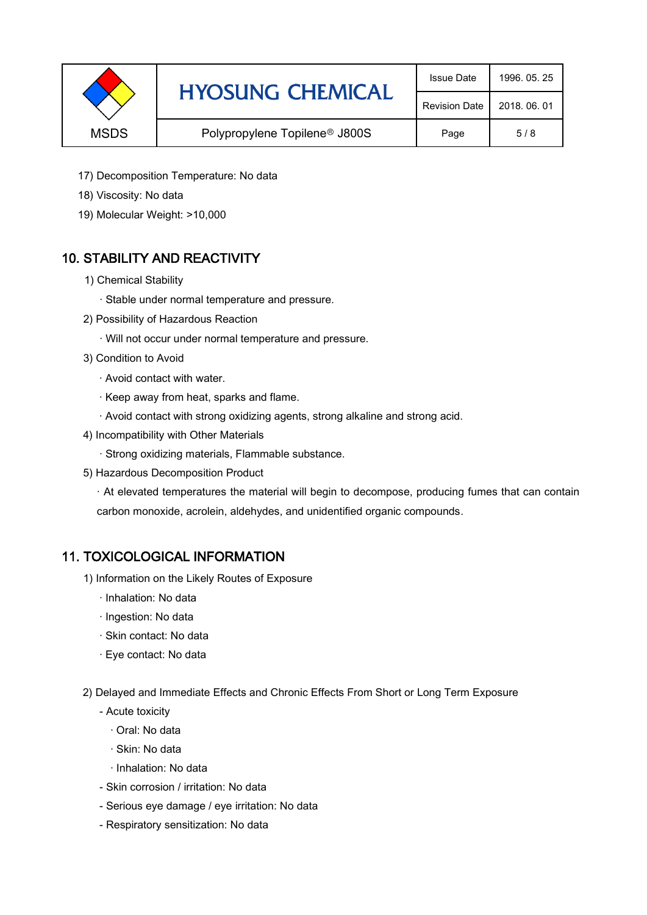17) Decomposition Temperature: No data

18) Viscosity: No data

19) Molecular Weight: >10,000

## 10. STABILITY AND REACTIVITY

1) Chemical Stability

· Stable under normal temperature and pressure.

2) Possibility of Hazardous Reaction

· Will not occur under normal temperature and pressure.

3) Condition to Avoid

· Avoid contact with water.

· Keep away from heat, sparks and flame.

· Avoid contact with strong oxidizing agents, strong alkaline and strong acid.

4) Incompatibility with Other Materials

· Strong oxidizing materials, Flammable substance.

5) Hazardous Decomposition Product

· At elevated temperatures the material will begin to decompose, producing fumes that can contain carbon monoxide, acrolein, aldehydes, and unidentified organic compounds.

## 11. TOXICOLOGICAL INFORMATION

1) Information on the Likely Routes of Exposure

· Inhalation: No data

· Ingestion: No data

· Skin contact: No data

· Eye contact: No data

2) Delayed and Immediate Effects and Chronic Effects From Short or Long Term Exposure

- Acute toxicity

  · Oral: No data

  · Skin: No data

  · Inhalation: No data

- Skin corrosion / irritation: No data

- Serious eye damage / eye irritation: No data

- Respiratory sensitization: No data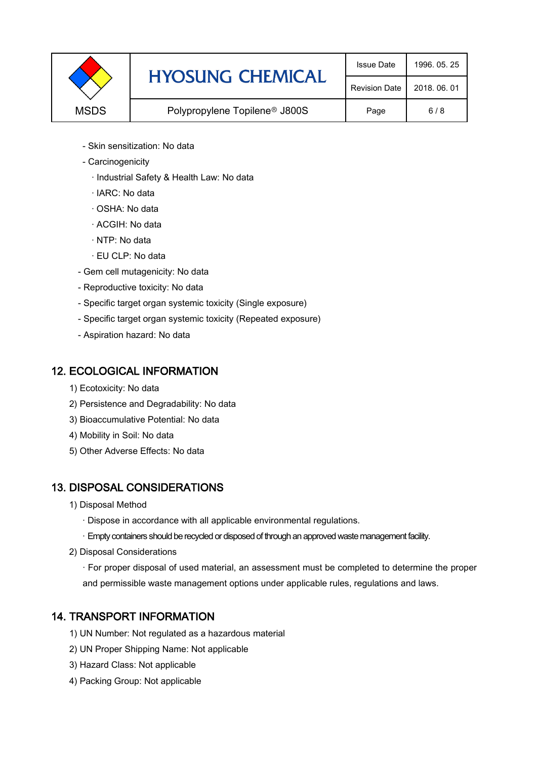- Skin sensitization: No data
- Carcinogenicity
  - · Industrial Safety & Health Law: No data
  - · IARC: No data
  - · OSHA: No data
  - · ACGIH: No data
  - · NTP: No data
  - · EU CLP: No data
- Gem cell mutagenicity: No data
- Reproductive toxicity: No data
- Specific target organ systemic toxicity (Single exposure)
- Specific target organ systemic toxicity (Repeated exposure)
- Aspiration hazard: No data

## 12. ECOLOGICAL INFORMATION

1) Ecotoxicity: No data
2) Persistence and Degradability: No data
3) Bioaccumulative Potential: No data
4) Mobility in Soil: No data
5) Other Adverse Effects: No data

## 13. DISPOSAL CONSIDERATIONS

1) Disposal Method
   · Dispose in accordance with all applicable environmental regulations.
   · Empty containers should be recycled or disposed of through an approved waste management facility.
2) Disposal Considerations
   · For proper disposal of used material, an assessment must be completed to determine the proper and permissible waste management options under applicable rules, regulations and laws.

## 14. TRANSPORT INFORMATION

1) UN Number: Not regulated as a hazardous material
2) UN Proper Shipping Name: Not applicable
3) Hazard Class: Not applicable
4) Packing Group: Not applicable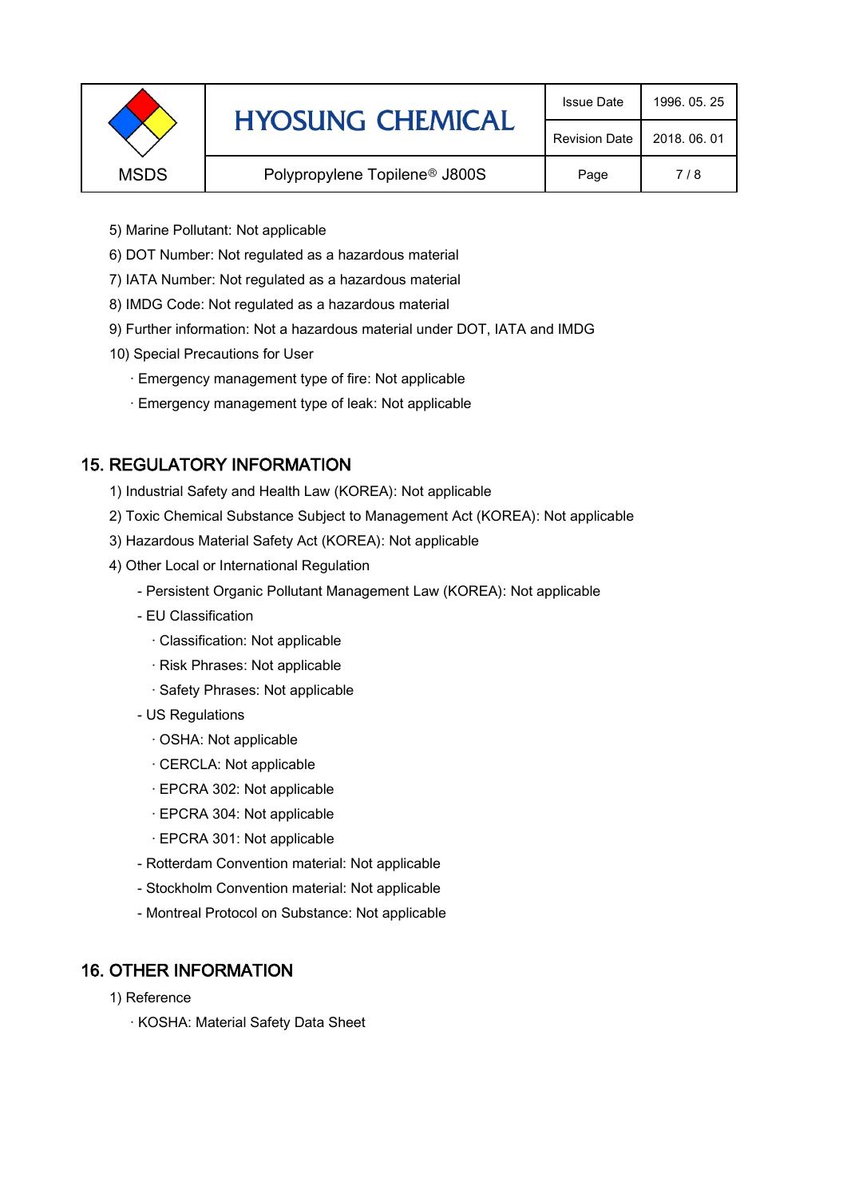5) Marine Pollutant: Not applicable

6) DOT Number: Not regulated as a hazardous material

7) IATA Number: Not regulated as a hazardous material

8) IMDG Code: Not regulated as a hazardous material

9) Further information: Not a hazardous material under DOT, IATA and IMDG

10) Special Precautions for User

· Emergency management type of fire: Not applicable

· Emergency management type of leak: Not applicable

## 15. REGULATORY INFORMATION

1) Industrial Safety and Health Law (KOREA): Not applicable

2) Toxic Chemical Substance Subject to Management Act (KOREA): Not applicable

3) Hazardous Material Safety Act (KOREA): Not applicable

4) Other Local or International Regulation

- Persistent Organic Pollutant Management Law (KOREA): Not applicable
- EU Classification
  - · Classification: Not applicable
  - · Risk Phrases: Not applicable
  - · Safety Phrases: Not applicable
- US Regulations
  - · OSHA: Not applicable
  - · CERCLA: Not applicable
  - · EPCRA 302: Not applicable
  - · EPCRA 304: Not applicable
  - · EPCRA 301: Not applicable
- Rotterdam Convention material: Not applicable
- Stockholm Convention material: Not applicable
- Montreal Protocol on Substance: Not applicable

## 16. OTHER INFORMATION

1) Reference

· KOSHA: Material Safety Data Sheet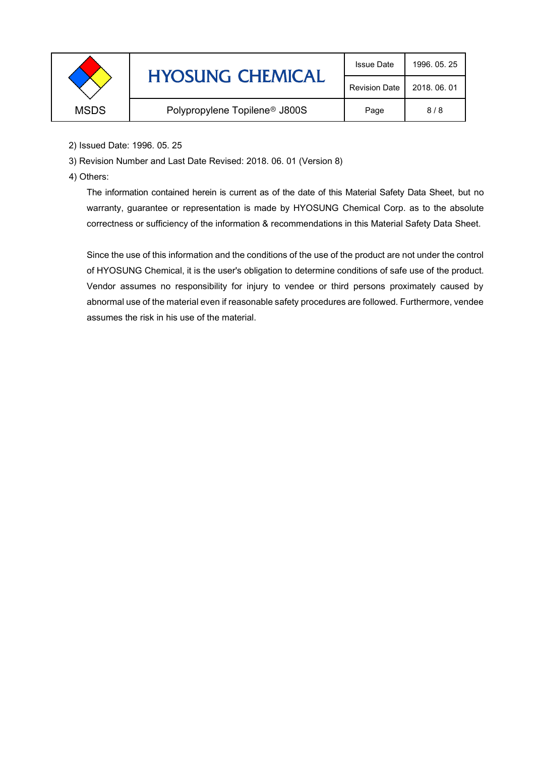2) Issued Date: 1996. 05. 25

3) Revision Number and Last Date Revised: 2018. 06. 01 (Version 8)

4) Others:

The information contained herein is current as of the date of this Material Safety Data Sheet, but no warranty, guarantee or representation is made by HYOSUNG Chemical Corp. as to the absolute correctness or sufficiency of the information & recommendations in this Material Safety Data Sheet.

Since the use of this information and the conditions of the use of the product are not under the control of HYOSUNG Chemical, it is the user's obligation to determine conditions of safe use of the product. Vendor assumes no responsibility for injury to vendee or third persons proximately caused by abnormal use of the material even if reasonable safety procedures are followed. Furthermore, vendee assumes the risk in his use of the material.